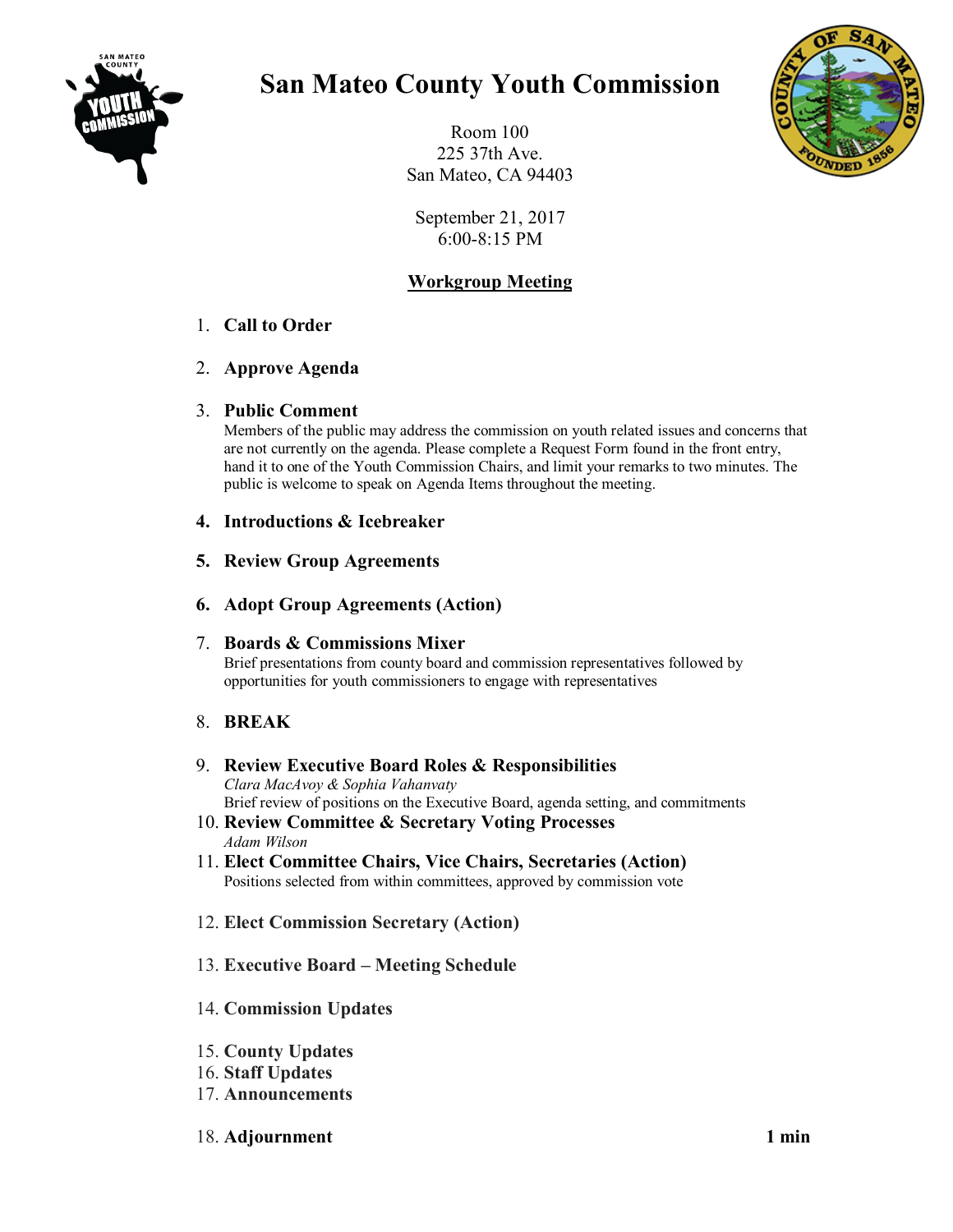# San Mateo County Youth Commission

Room 100
225 37th Ave.
San Mateo, CA 94403

September 21, 2017
6:00-8:15 PM

## Workgroup Meeting

1. **Call to Order**

2. **Approve Agenda**

3. **Public Comment**
   Members of the public may address the commission on youth related issues and concerns that are not currently on the agenda. Please complete a Request Form found in the front entry, hand it to one of the Youth Commission Chairs, and limit your remarks to two minutes. The public is welcome to speak on Agenda Items throughout the meeting.

4. **Introductions & Icebreaker**

5. **Review Group Agreements**

6. **Adopt Group Agreements (Action)**

7. **Boards & Commissions Mixer**
   Brief presentations from county board and commission representatives followed by opportunities for youth commissioners to engage with representatives

8. **BREAK**

9. **Review Executive Board Roles & Responsibilities**
   *Clara MacAvoy & Sophia Vahanvaty*
   Brief review of positions on the Executive Board, agenda setting, and commitments

10. **Review Committee & Secretary Voting Processes**
    *Adam Wilson*

11. **Elect Committee Chairs, Vice Chairs, Secretaries (Action)**
    Positions selected from within committees, approved by commission vote

12. **Elect Commission Secretary (Action)**

13. **Executive Board – Meeting Schedule**

14. **Commission Updates**

15. **County Updates**

16. **Staff Updates**

17. **Announcements**

18. **Adjournment** **1 min**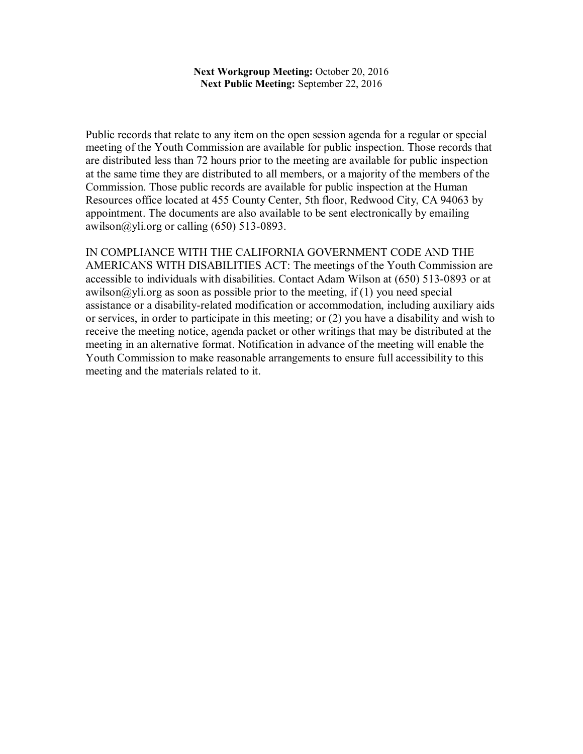**Next Workgroup Meeting:** October 20, 2016
**Next Public Meeting:** September 22, 2016

Public records that relate to any item on the open session agenda for a regular or special meeting of the Youth Commission are available for public inspection. Those records that are distributed less than 72 hours prior to the meeting are available for public inspection at the same time they are distributed to all members, or a majority of the members of the Commission. Those public records are available for public inspection at the Human Resources office located at 455 County Center, 5th floor, Redwood City, CA 94063 by appointment. The documents are also available to be sent electronically by emailing awilson@yli.org or calling (650) 513-0893.

IN COMPLIANCE WITH THE CALIFORNIA GOVERNMENT CODE AND THE AMERICANS WITH DISABILITIES ACT: The meetings of the Youth Commission are accessible to individuals with disabilities. Contact Adam Wilson at (650) 513-0893 or at awilson@yli.org as soon as possible prior to the meeting, if (1) you need special assistance or a disability-related modification or accommodation, including auxiliary aids or services, in order to participate in this meeting; or (2) you have a disability and wish to receive the meeting notice, agenda packet or other writings that may be distributed at the meeting in an alternative format. Notification in advance of the meeting will enable the Youth Commission to make reasonable arrangements to ensure full accessibility to this meeting and the materials related to it.